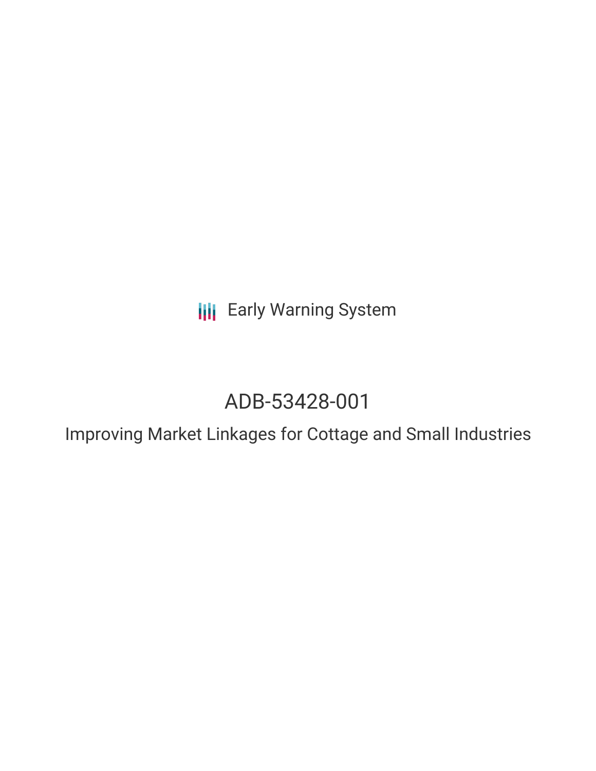Early Warning System

# ADB-53428-001

## Improving Market Linkages for Cottage and Small Industries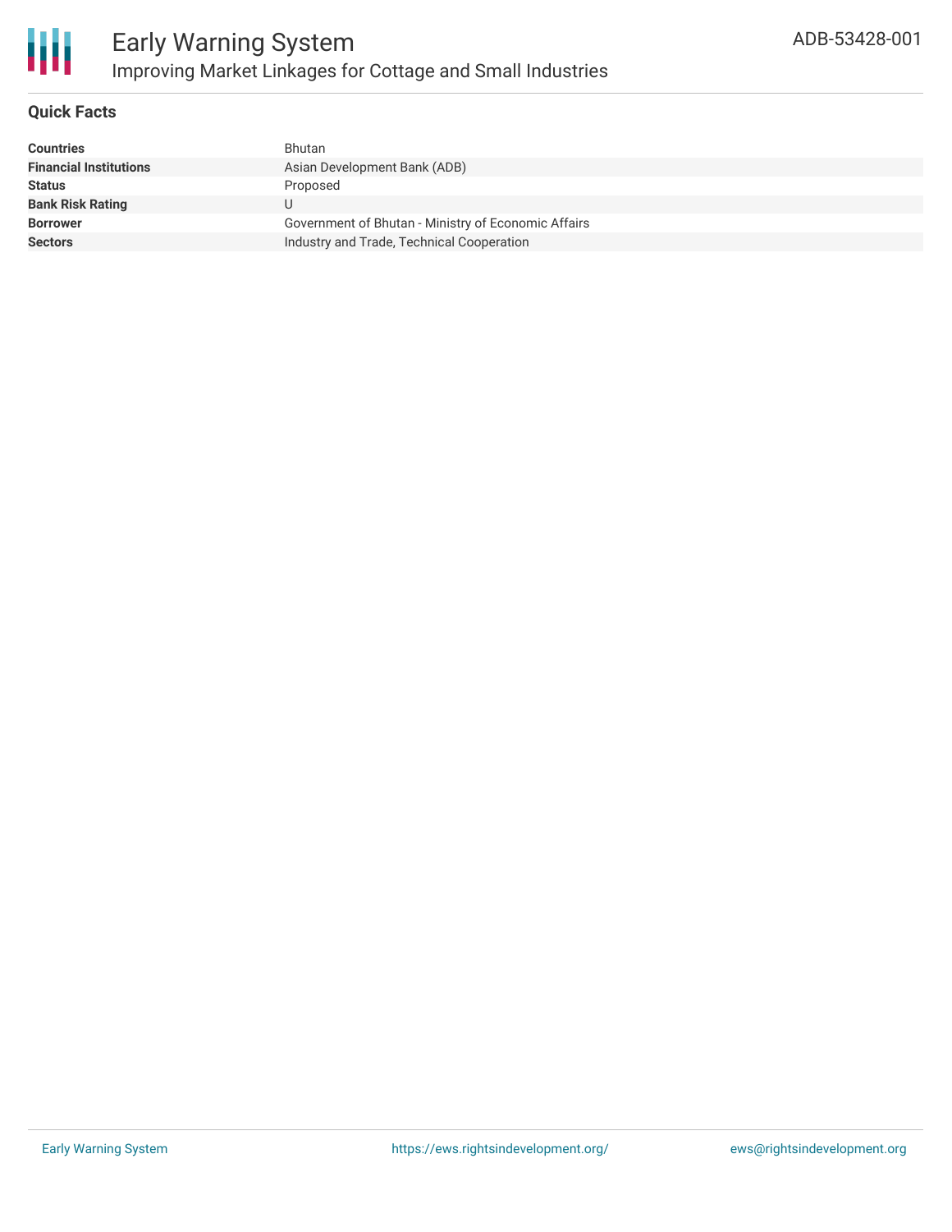# Early Warning System

## Improving Market Linkages for Cottage and Small Industries

ADB-53428-001

### Quick Facts

| | |
|---|---|
| **Countries** | Bhutan |
| **Financial Institutions** | Asian Development Bank (ADB) |
| **Status** | Proposed |
| **Bank Risk Rating** | U |
| **Borrower** | Government of Bhutan - Ministry of Economic Affairs |
| **Sectors** | Industry and Trade, Technical Cooperation |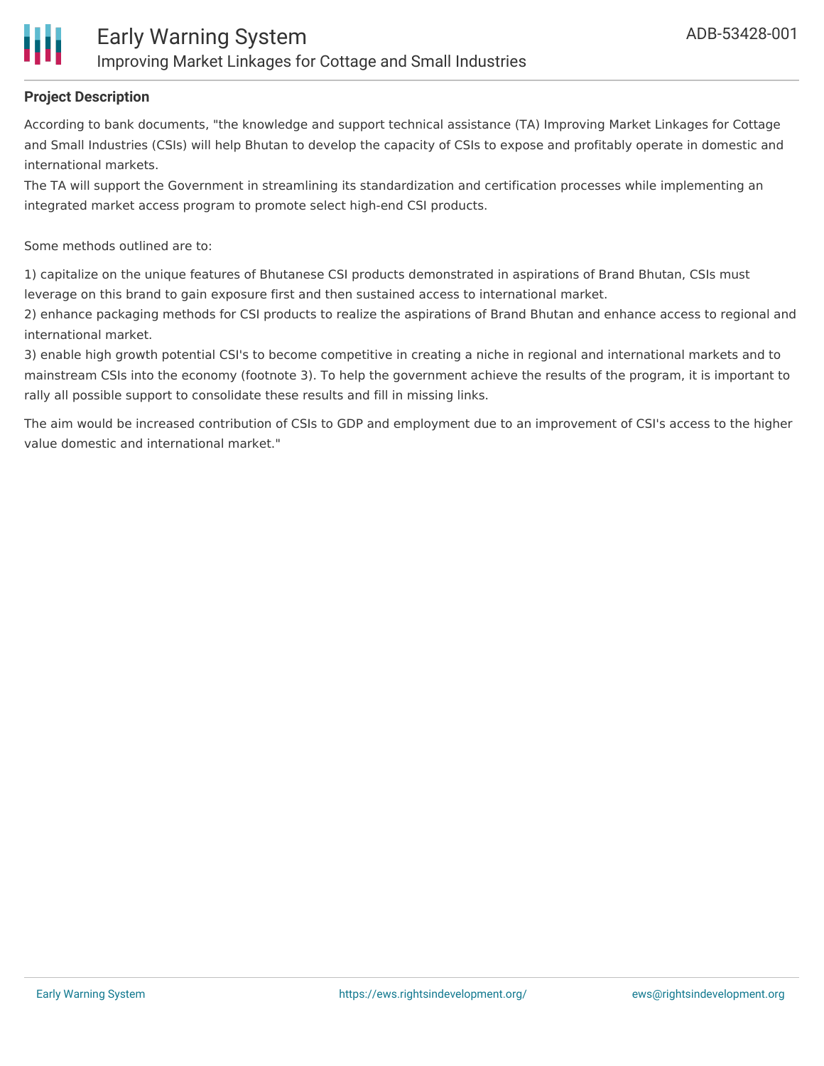### Project Description

According to bank documents, "the knowledge and support technical assistance (TA) Improving Market Linkages for Cottage and Small Industries (CSIs) will help Bhutan to develop the capacity of CSIs to expose and profitably operate in domestic and international markets.

The TA will support the Government in streamlining its standardization and certification processes while implementing an integrated market access program to promote select high-end CSI products.

Some methods outlined are to:

1) capitalize on the unique features of Bhutanese CSI products demonstrated in aspirations of Brand Bhutan, CSIs must leverage on this brand to gain exposure first and then sustained access to international market.
2) enhance packaging methods for CSI products to realize the aspirations of Brand Bhutan and enhance access to regional and international market.
3) enable high growth potential CSI's to become competitive in creating a niche in regional and international markets and to mainstream CSIs into the economy (footnote 3). To help the government achieve the results of the program, it is important to rally all possible support to consolidate these results and fill in missing links.

The aim would be increased contribution of CSIs to GDP and employment due to an improvement of CSI's access to the higher value domestic and international market."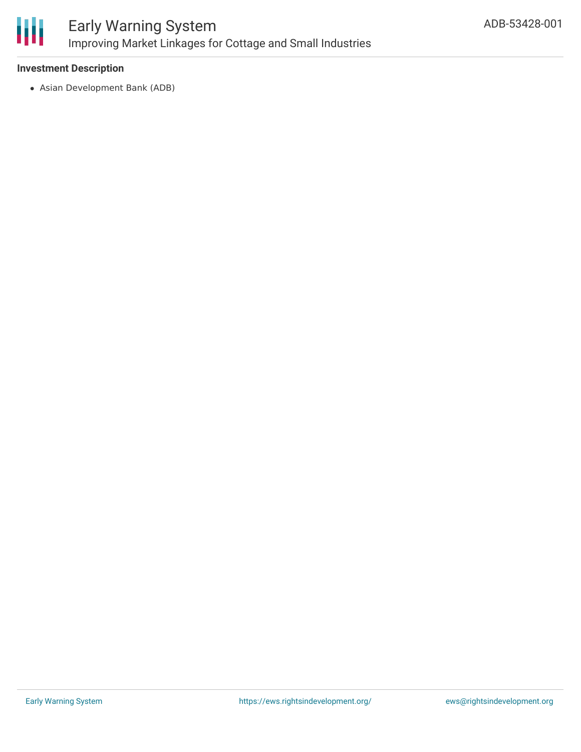**Investment Description**

- Asian Development Bank (ADB)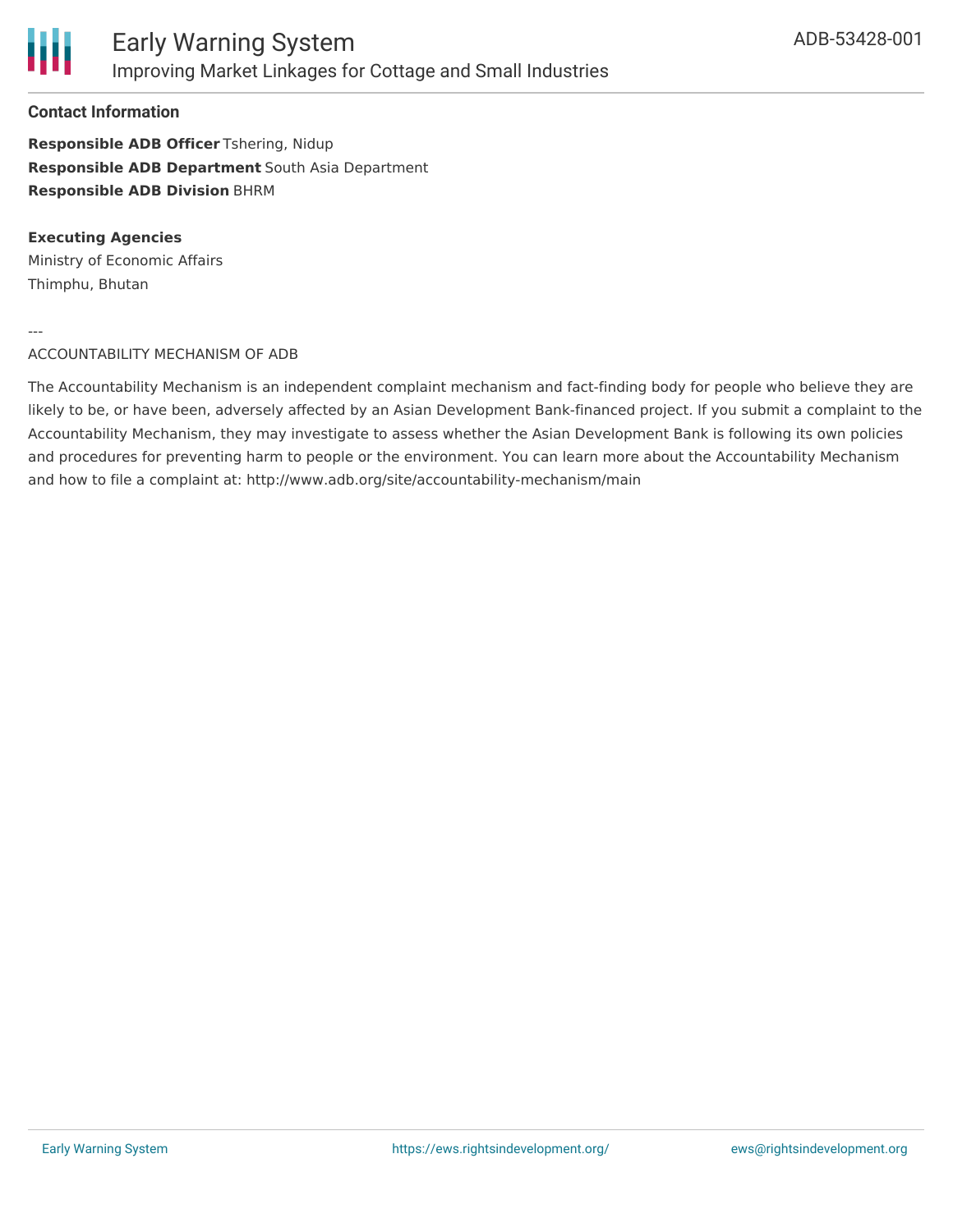### Contact Information

**Responsible ADB Officer** Tshering, Nidup
**Responsible ADB Department** South Asia Department
**Responsible ADB Division** BHRM

**Executing Agencies**
Ministry of Economic Affairs
Thimphu, Bhutan

---
ACCOUNTABILITY MECHANISM OF ADB

The Accountability Mechanism is an independent complaint mechanism and fact-finding body for people who believe they are likely to be, or have been, adversely affected by an Asian Development Bank-financed project. If you submit a complaint to the Accountability Mechanism, they may investigate to assess whether the Asian Development Bank is following its own policies and procedures for preventing harm to people or the environment. You can learn more about the Accountability Mechanism and how to file a complaint at: http://www.adb.org/site/accountability-mechanism/main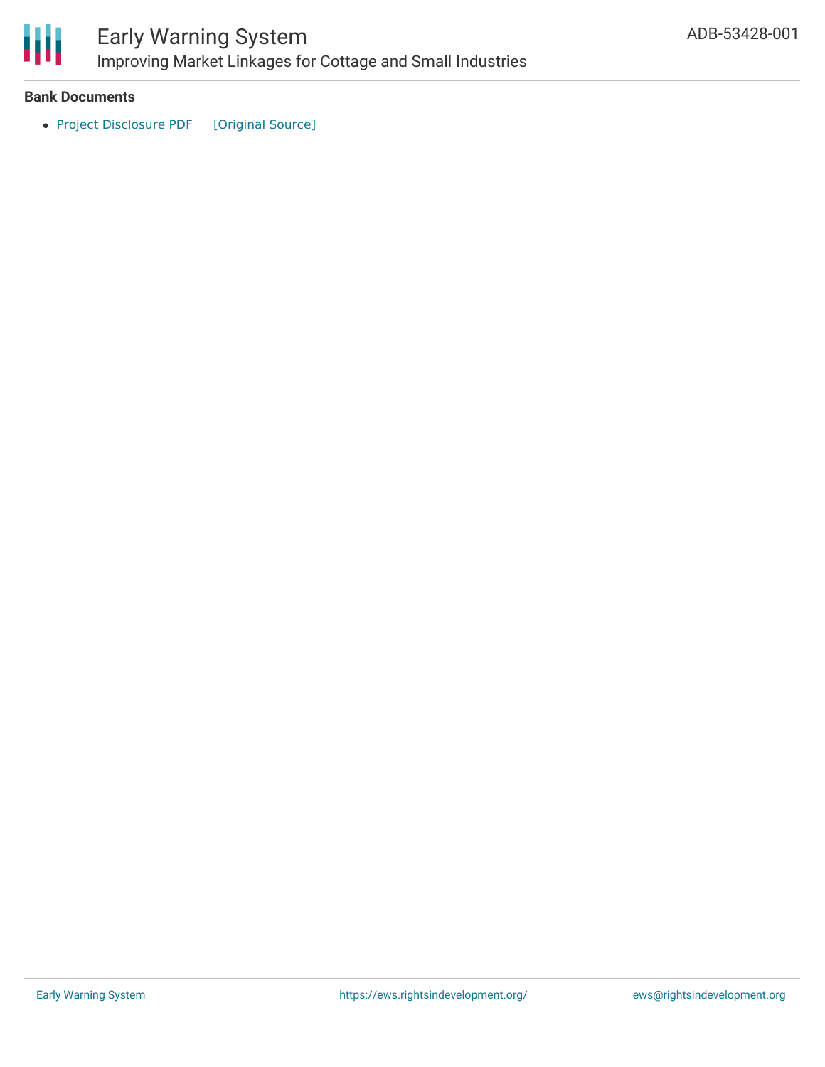**Bank Documents**

- Project Disclosure PDF [Original Source]